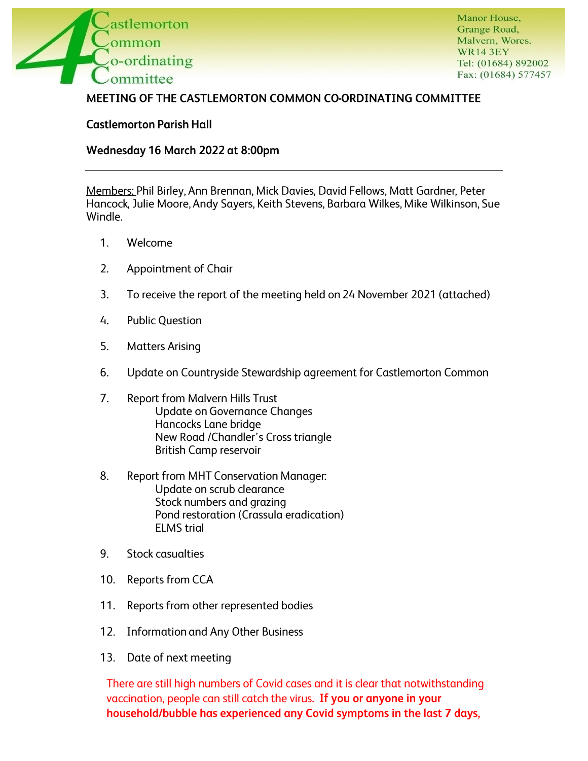Castlemorton Common Co-ordinating Committee

Manor House,
Grange Road,
Malvern, Worcs.
WR14 3EY
Tel: (01684) 892002
Fax: (01684) 577457

**MEETING OF THE CASTLEMORTON COMMON CO-ORDINATING COMMITTEE**

**Castlemorton Parish Hall**

**Wednesday 16 March 2022 at 8:00pm**

---

Members: Phil Birley, Ann Brennan, Mick Davies, David Fellows, Matt Gardner, Peter Hancock, Julie Moore, Andy Sayers, Keith Stevens, Barbara Wilkes, Mike Wilkinson, Sue Windle.

1. Welcome
2. Appointment of Chair
3. To receive the report of the meeting held on 24 November 2021 (attached)
4. Public Question
5. Matters Arising
6. Update on Countryside Stewardship agreement for Castlemorton Common
7. Report from Malvern Hills Trust
   - Update on Governance Changes
   - Hancocks Lane bridge
   - New Road /Chandler's Cross triangle
   - British Camp reservoir
8. Report from MHT Conservation Manager:
   - Update on scrub clearance
   - Stock numbers and grazing
   - Pond restoration (Crassula eradication)
   - ELMS trial
9. Stock casualties
10. Reports from CCA
11. Reports from other represented bodies
12. Information and Any Other Business
13. Date of next meeting

There are still high numbers of Covid cases and it is clear that notwithstanding vaccination, people can still catch the virus. **If you or anyone in your household/bubble has experienced any Covid symptoms in the last 7 days,**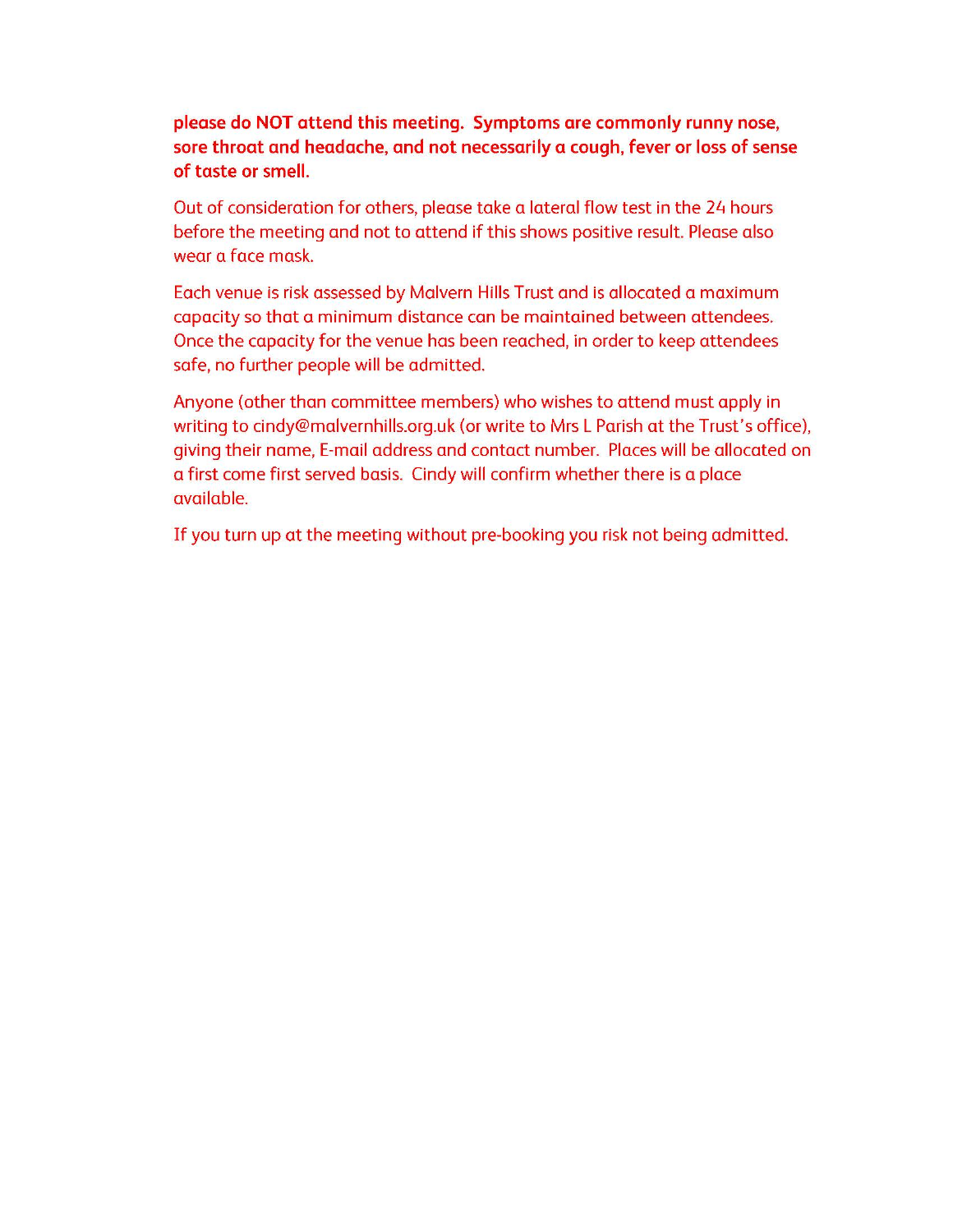**please do NOT attend this meeting. Symptoms are commonly runny nose, sore throat and headache, and not necessarily a cough, fever or loss of sense of taste or smell.**

Out of consideration for others, please take a lateral flow test in the 24 hours before the meeting and not to attend if this shows positive result. Please also wear a face mask.

Each venue is risk assessed by Malvern Hills Trust and is allocated a maximum capacity so that a minimum distance can be maintained between attendees. Once the capacity for the venue has been reached, in order to keep attendees safe, no further people will be admitted.

Anyone (other than committee members) who wishes to attend must apply in writing to cindy@malvernhills.org.uk (or write to Mrs L Parish at the Trust's office), giving their name, E-mail address and contact number. Places will be allocated on a first come first served basis. Cindy will confirm whether there is a place available.

If you turn up at the meeting without pre-booking you risk not being admitted.